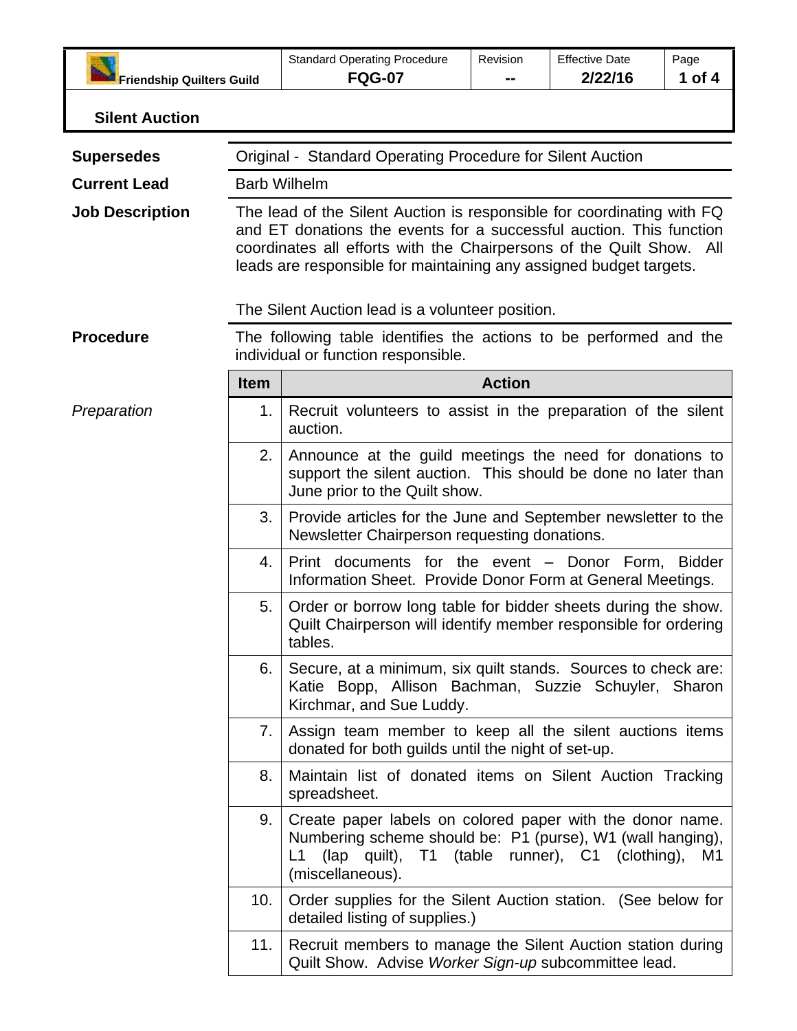| Friendship Quilters Guild | Standard Operating Procedure **FQG-07** | Revision **--** | Effective Date **2/22/16** | Page **1 of 4** |
|---|---|---|---|---|

## Silent Auction

**Supersedes** Original - Standard Operating Procedure for Silent Auction

**Current Lead** Barb Wilhelm

**Job Description** The lead of the Silent Auction is responsible for coordinating with FQ and ET donations the events for a successful auction. This function coordinates all efforts with the Chairpersons of the Quilt Show. All leads are responsible for maintaining any assigned budget targets.

The Silent Auction lead is a volunteer position.

**Procedure** The following table identifies the actions to be performed and the individual or function responsible.

| | Item | Action |
|---|---|---|
| *Preparation* | 1. | Recruit volunteers to assist in the preparation of the silent auction. |
| | 2. | Announce at the guild meetings the need for donations to support the silent auction. This should be done no later than June prior to the Quilt show. |
| | 3. | Provide articles for the June and September newsletter to the Newsletter Chairperson requesting donations. |
| | 4. | Print documents for the event – Donor Form, Bidder Information Sheet. Provide Donor Form at General Meetings. |
| | 5. | Order or borrow long table for bidder sheets during the show. Quilt Chairperson will identify member responsible for ordering tables. |
| | 6. | Secure, at a minimum, six quilt stands. Sources to check are: Katie Bopp, Allison Bachman, Suzzie Schuyler, Sharon Kirchmar, and Sue Luddy. |
| | 7. | Assign team member to keep all the silent auctions items donated for both guilds until the night of set-up. |
| | 8. | Maintain list of donated items on Silent Auction Tracking spreadsheet. |
| | 9. | Create paper labels on colored paper with the donor name. Numbering scheme should be: P1 (purse), W1 (wall hanging), L1 (lap quilt), T1 (table runner), C1 (clothing), M1 (miscellaneous). |
| | 10. | Order supplies for the Silent Auction station. (See below for detailed listing of supplies.) |
| | 11. | Recruit members to manage the Silent Auction station during Quilt Show. Advise *Worker Sign-up* subcommittee lead. |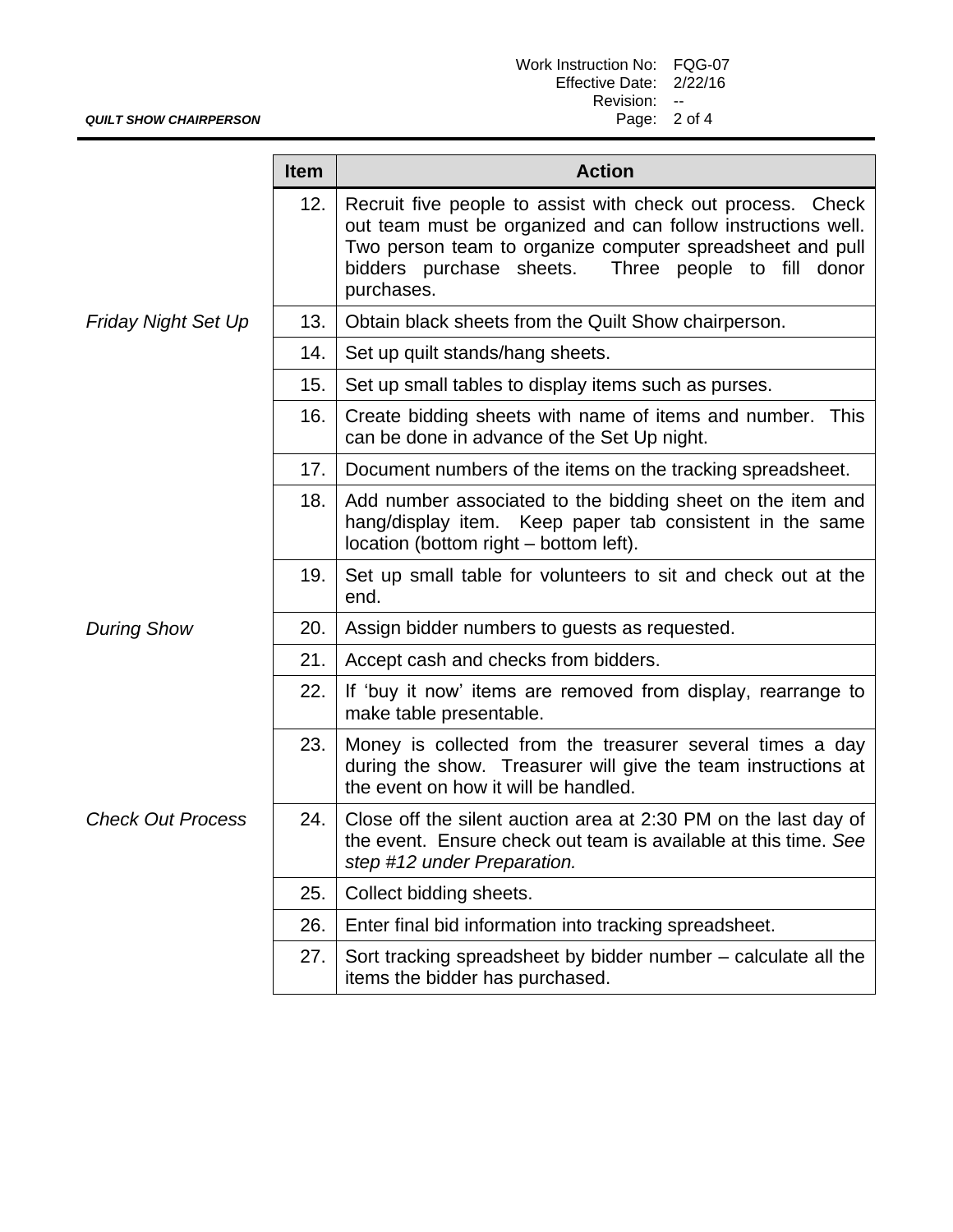| | Item | Action |
|---|---|---|
| | 12. | Recruit five people to assist with check out process. Check out team must be organized and can follow instructions well. Two person team to organize computer spreadsheet and pull bidders purchase sheets. Three people to fill donor purchases. |
| *Friday Night Set Up* | 13. | Obtain black sheets from the Quilt Show chairperson. |
| | 14. | Set up quilt stands/hang sheets. |
| | 15. | Set up small tables to display items such as purses. |
| | 16. | Create bidding sheets with name of items and number. This can be done in advance of the Set Up night. |
| | 17. | Document numbers of the items on the tracking spreadsheet. |
| | 18. | Add number associated to the bidding sheet on the item and hang/display item. Keep paper tab consistent in the same location (bottom right – bottom left). |
| | 19. | Set up small table for volunteers to sit and check out at the end. |
| *During Show* | 20. | Assign bidder numbers to guests as requested. |
| | 21. | Accept cash and checks from bidders. |
| | 22. | If 'buy it now' items are removed from display, rearrange to make table presentable. |
| | 23. | Money is collected from the treasurer several times a day during the show. Treasurer will give the team instructions at the event on how it will be handled. |
| *Check Out Process* | 24. | Close off the silent auction area at 2:30 PM on the last day of the event. Ensure check out team is available at this time. *See step #12 under Preparation.* |
| | 25. | Collect bidding sheets. |
| | 26. | Enter final bid information into tracking spreadsheet. |
| | 27. | Sort tracking spreadsheet by bidder number – calculate all the items the bidder has purchased. |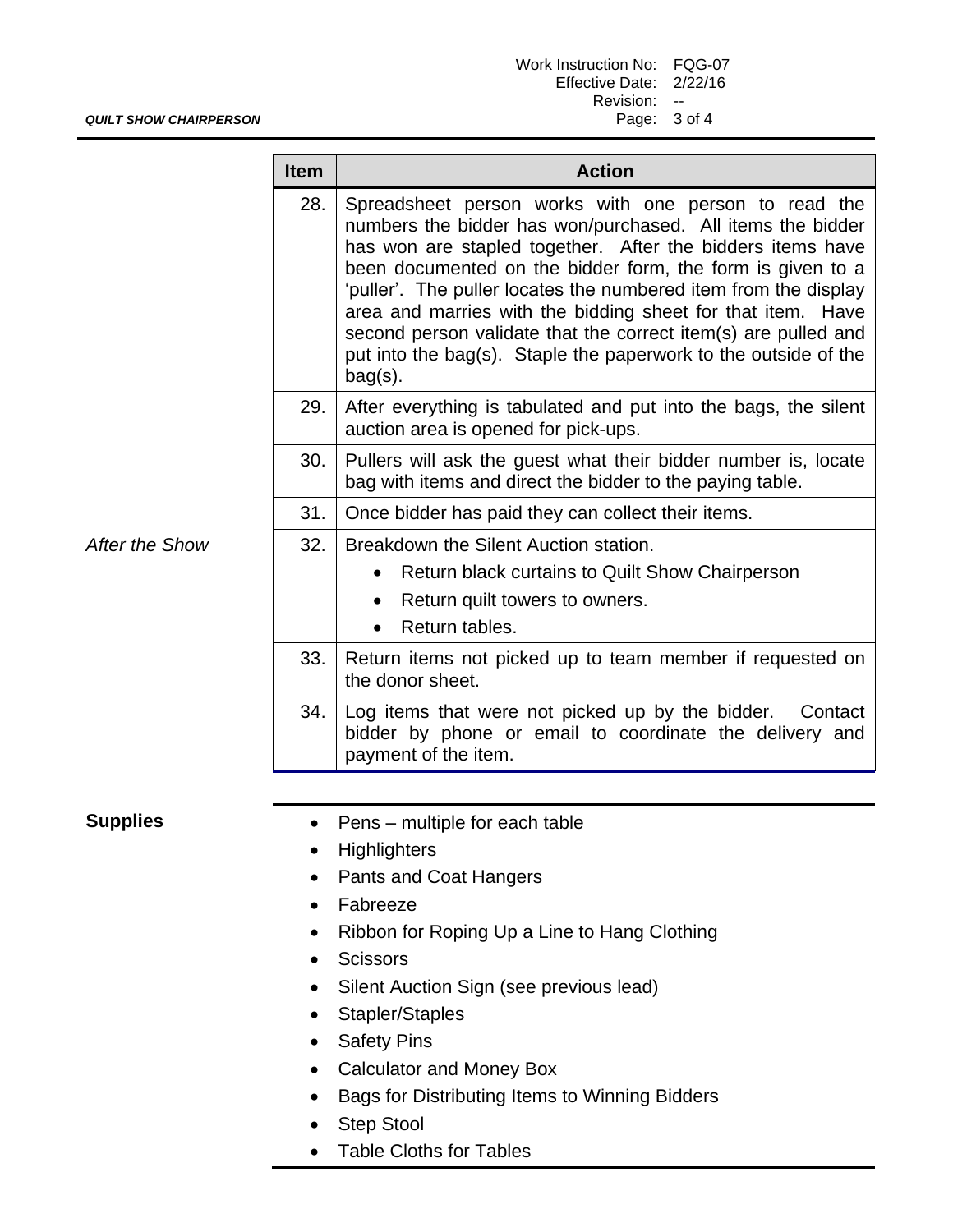| | Item | Action |
|---|---|---|
| | 28. | Spreadsheet person works with one person to read the numbers the bidder has won/purchased. All items the bidder has won are stapled together. After the bidders items have been documented on the bidder form, the form is given to a 'puller'. The puller locates the numbered item from the display area and marries with the bidding sheet for that item. Have second person validate that the correct item(s) are pulled and put into the bag(s). Staple the paperwork to the outside of the bag(s). |
| | 29. | After everything is tabulated and put into the bags, the silent auction area is opened for pick-ups. |
| | 30. | Pullers will ask the guest what their bidder number is, locate bag with items and direct the bidder to the paying table. |
| | 31. | Once bidder has paid they can collect their items. |
| *After the Show* | 32. | Breakdown the Silent Auction station.<br>• Return black curtains to Quilt Show Chairperson<br>• Return quilt towers to owners.<br>• Return tables. |
| | 33. | Return items not picked up to team member if requested on the donor sheet. |
| | 34. | Log items that were not picked up by the bidder. Contact bidder by phone or email to coordinate the delivery and payment of the item. |

**Supplies**

- Pens – multiple for each table
- Highlighters
- Pants and Coat Hangers
- Fabreeze
- Ribbon for Roping Up a Line to Hang Clothing
- Scissors
- Silent Auction Sign (see previous lead)
- Stapler/Staples
- Safety Pins
- Calculator and Money Box
- Bags for Distributing Items to Winning Bidders
- Step Stool
- Table Cloths for Tables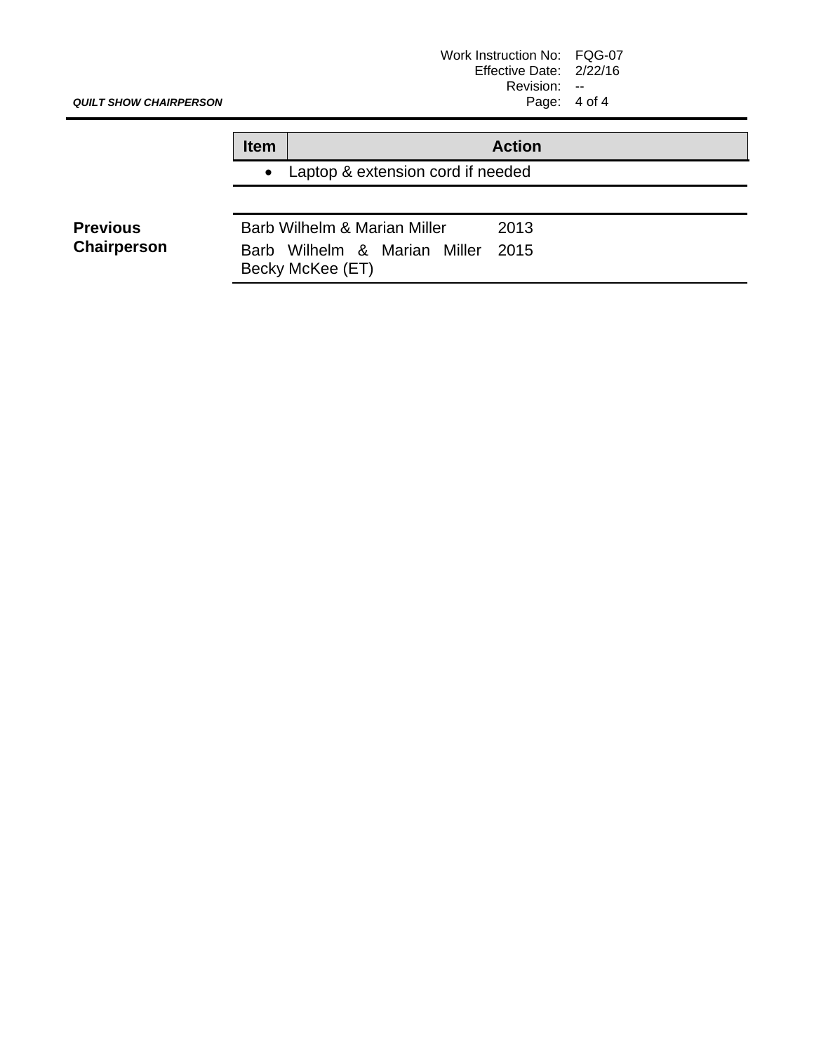| Item | Action |
| --- | --- |
| | • Laptop & extension cord if needed |

**Previous Chairperson**

| | |
| --- | --- |
| Barb Wilhelm & Marian Miller | 2013 |
| Barb Wilhelm & Marian Miller Becky McKee (ET) | 2015 |